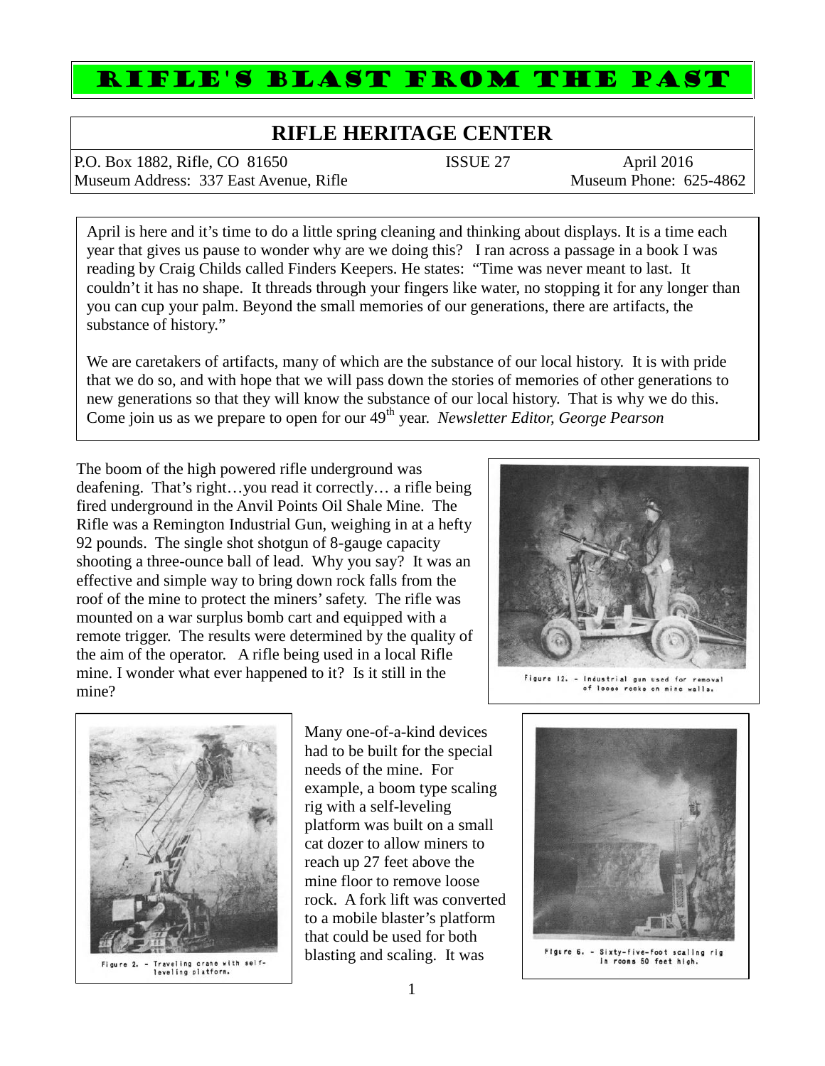# RIFLE'S BLAST FROM THE PAST

## RIFLE HERITAGE CENTER

P.O. Box 1882, Rifle, CO 81650 | ISSUE 27 | April 2016
Museum Address: 337 East Avenue, Rifle | Museum Phone: 625-4862

April is here and it's time to do a little spring cleaning and thinking about displays. It is a time each year that gives us pause to wonder why are we doing this? I ran across a passage in a book I was reading by Craig Childs called Finders Keepers. He states: "Time was never meant to last. It couldn't it has no shape. It threads through your fingers like water, no stopping it for any longer than you can cup your palm. Beyond the small memories of our generations, there are artifacts, the substance of history."

We are caretakers of artifacts, many of which are the substance of our local history. It is with pride that we do so, and with hope that we will pass down the stories of memories of other generations to new generations so that they will know the substance of our local history. That is why we do this. Come join us as we prepare to open for our 49th year. *Newsletter Editor, George Pearson*

The boom of the high powered rifle underground was deafening. That's right…you read it correctly… a rifle being fired underground in the Anvil Points Oil Shale Mine. The Rifle was a Remington Industrial Gun, weighing in at a hefty 92 pounds. The single shot shotgun of 8-gauge capacity shooting a three-ounce ball of lead. Why you say? It was an effective and simple way to bring down rock falls from the roof of the mine to protect the miners' safety. The rifle was mounted on a war surplus bomb cart and equipped with a remote trigger. The results were determined by the quality of the aim of the operator. A rifle being used in a local Rifle mine. I wonder what ever happened to it? Is it still in the mine?

Figure 12. - Industrial gun used for removal of loose rocks on mine walls.

Figure 2. - Traveling crane with self-leveling platform.

Many one-of-a-kind devices had to be built for the special needs of the mine. For example, a boom type scaling rig with a self-leveling platform was built on a small cat dozer to allow miners to reach up 27 feet above the mine floor to remove loose rock. A fork lift was converted to a mobile blaster's platform that could be used for both blasting and scaling. It was

Figure 6. - Sixty-five-foot scaling rig in rooms 50 feet high.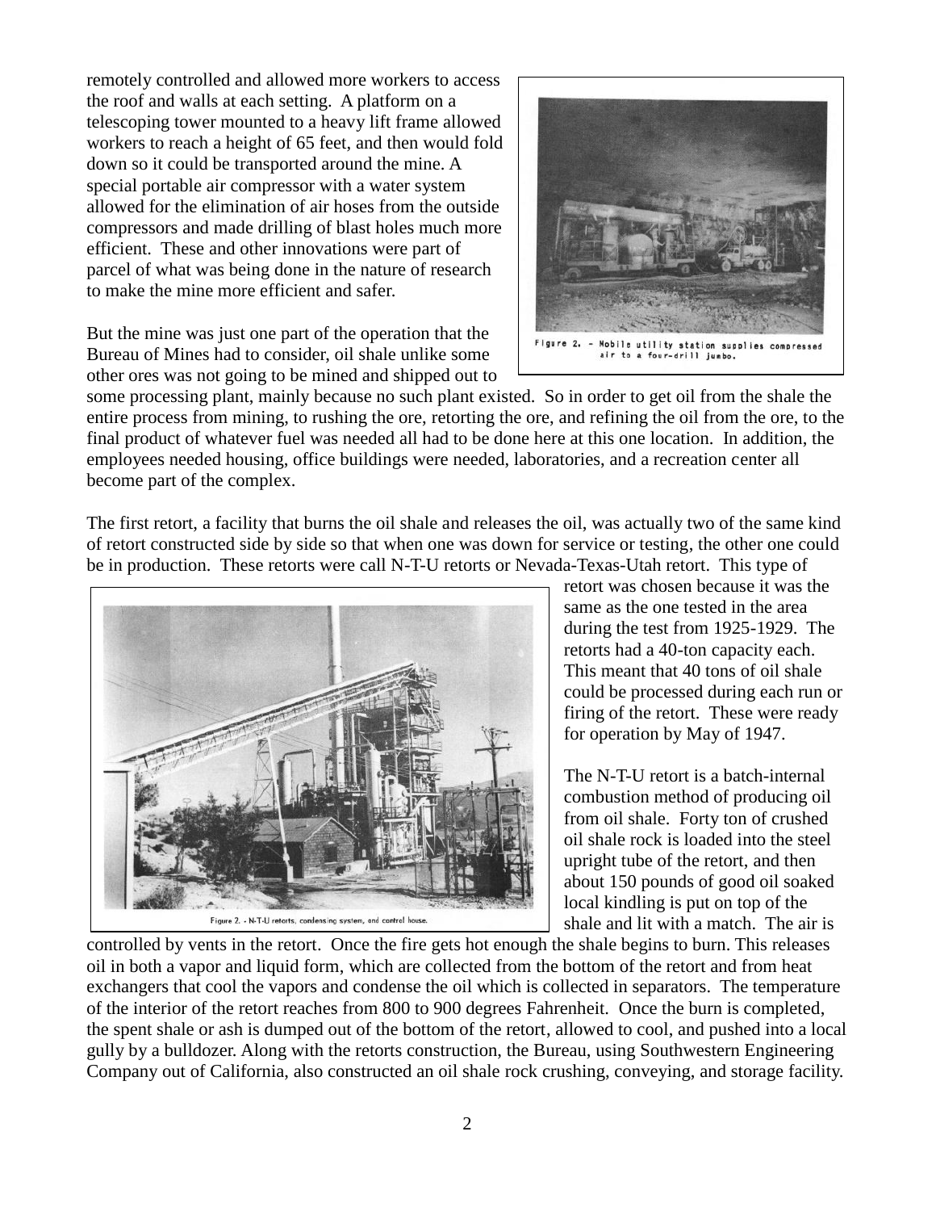remotely controlled and allowed more workers to access the roof and walls at each setting. A platform on a telescoping tower mounted to a heavy lift frame allowed workers to reach a height of 65 feet, and then would fold down so it could be transported around the mine. A special portable air compressor with a water system allowed for the elimination of air hoses from the outside compressors and made drilling of blast holes much more efficient. These and other innovations were part of parcel of what was being done in the nature of research to make the mine more efficient and safer.

Figure 2. - Mobile utility station supplies compressed air to a four-drill jumbo.

But the mine was just one part of the operation that the Bureau of Mines had to consider, oil shale unlike some other ores was not going to be mined and shipped out to some processing plant, mainly because no such plant existed. So in order to get oil from the shale the entire process from mining, to rushing the ore, retorting the ore, and refining the oil from the ore, to the final product of whatever fuel was needed all had to be done here at this one location. In addition, the employees needed housing, office buildings were needed, laboratories, and a recreation center all become part of the complex.

The first retort, a facility that burns the oil shale and releases the oil, was actually two of the same kind of retort constructed side by side so that when one was down for service or testing, the other one could be in production. These retorts were call N-T-U retorts or Nevada-Texas-Utah retort. This type of retort was chosen because it was the same as the one tested in the area during the test from 1925-1929. The retorts had a 40-ton capacity each. This meant that 40 tons of oil shale could be processed during each run or firing of the retort. These were ready for operation by May of 1947.

Figure 2. - N-T-U retorts, condensing system, and control house.

The N-T-U retort is a batch-internal combustion method of producing oil from oil shale. Forty ton of crushed oil shale rock is loaded into the steel upright tube of the retort, and then about 150 pounds of good oil soaked local kindling is put on top of the shale and lit with a match. The air is controlled by vents in the retort. Once the fire gets hot enough the shale begins to burn. This releases oil in both a vapor and liquid form, which are collected from the bottom of the retort and from heat exchangers that cool the vapors and condense the oil which is collected in separators. The temperature of the interior of the retort reaches from 800 to 900 degrees Fahrenheit. Once the burn is completed, the spent shale or ash is dumped out of the bottom of the retort, allowed to cool, and pushed into a local gully by a bulldozer. Along with the retorts construction, the Bureau, using Southwestern Engineering Company out of California, also constructed an oil shale rock crushing, conveying, and storage facility.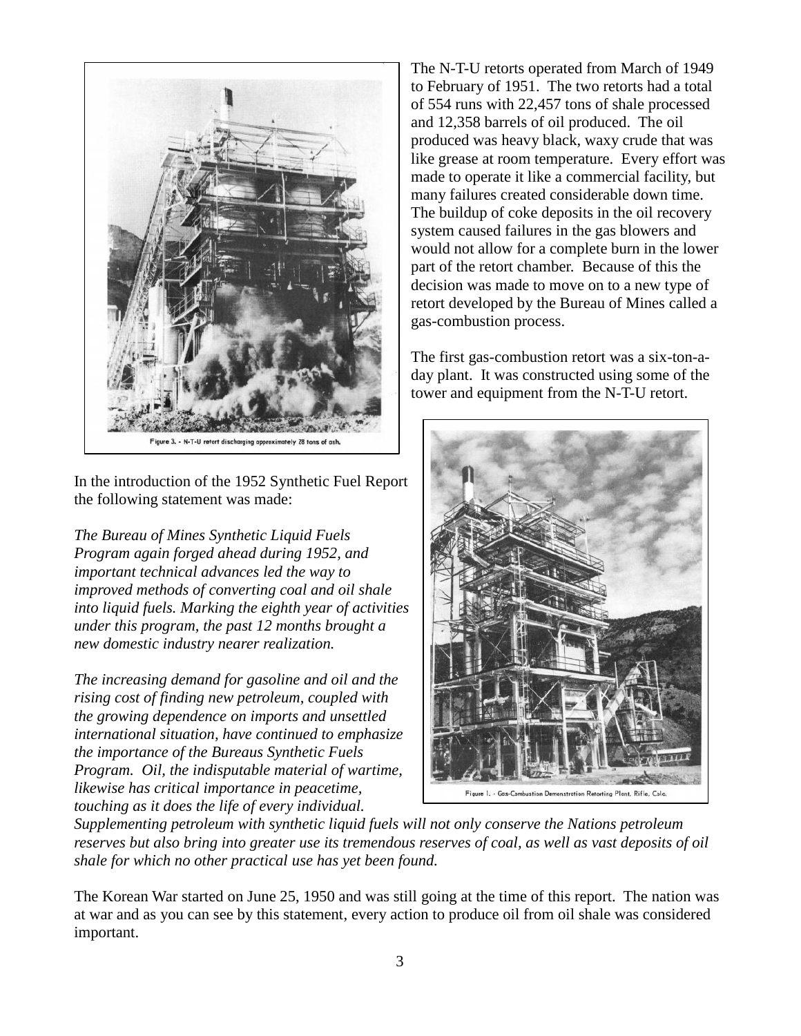Figure 3. - N-T-U retort discharging approximately 28 tons of ash.

The N-T-U retorts operated from March of 1949 to February of 1951. The two retorts had a total of 554 runs with 22,457 tons of shale processed and 12,358 barrels of oil produced. The oil produced was heavy black, waxy crude that was like grease at room temperature. Every effort was made to operate it like a commercial facility, but many failures created considerable down time. The buildup of coke deposits in the oil recovery system caused failures in the gas blowers and would not allow for a complete burn in the lower part of the retort chamber. Because of this the decision was made to move on to a new type of retort developed by the Bureau of Mines called a gas-combustion process.

The first gas-combustion retort was a six-ton-a-day plant. It was constructed using some of the tower and equipment from the N-T-U retort.

Figure 1. - Gas-Combustion Demonstration Retorting Plant, Rifle, Colo.

In the introduction of the 1952 Synthetic Fuel Report the following statement was made:

*The Bureau of Mines Synthetic Liquid Fuels Program again forged ahead during 1952, and important technical advances led the way to improved methods of converting coal and oil shale into liquid fuels. Marking the eighth year of activities under this program, the past 12 months brought a new domestic industry nearer realization.*

*The increasing demand for gasoline and oil and the rising cost of finding new petroleum, coupled with the growing dependence on imports and unsettled international situation, have continued to emphasize the importance of the Bureaus Synthetic Fuels Program. Oil, the indisputable material of wartime, likewise has critical importance in peacetime, touching as it does the life of every individual. Supplementing petroleum with synthetic liquid fuels will not only conserve the Nations petroleum reserves but also bring into greater use its tremendous reserves of coal, as well as vast deposits of oil shale for which no other practical use has yet been found.*

The Korean War started on June 25, 1950 and was still going at the time of this report. The nation was at war and as you can see by this statement, every action to produce oil from oil shale was considered important.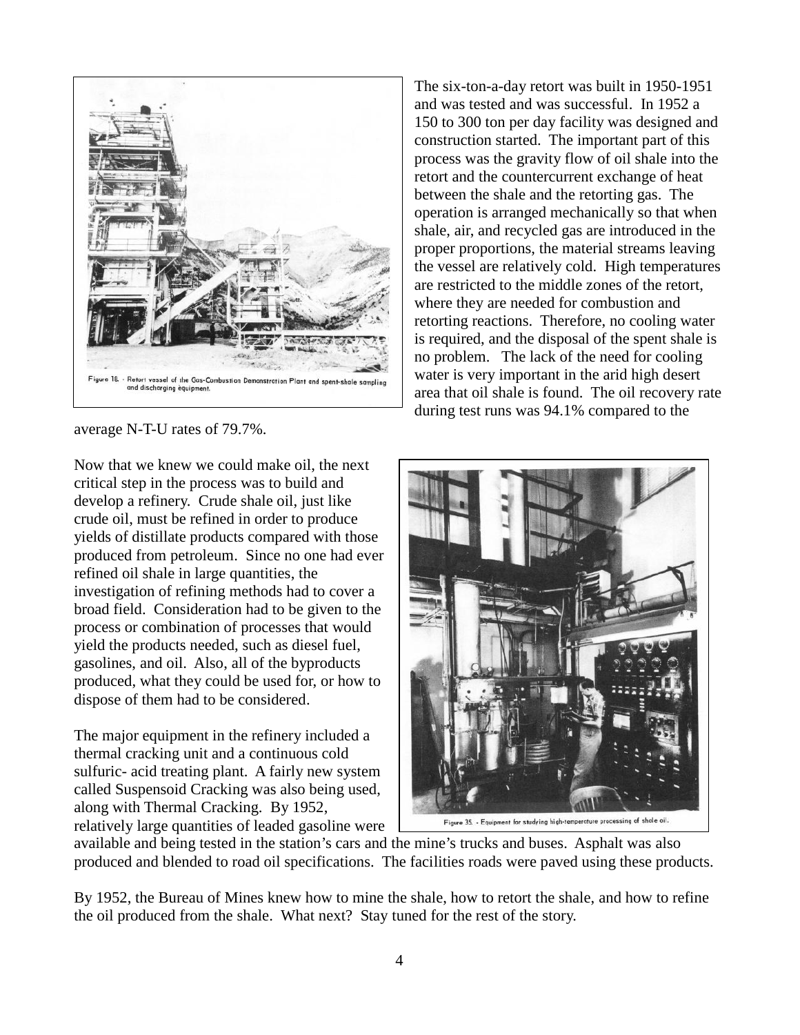Figure 18. - Retort vessel of the Gas-Combustion Demonstration Plant and spent-shale sampling and discharging equipment.

The six-ton-a-day retort was built in 1950-1951 and was tested and was successful. In 1952 a 150 to 300 ton per day facility was designed and construction started. The important part of this process was the gravity flow of oil shale into the retort and the countercurrent exchange of heat between the shale and the retorting gas. The operation is arranged mechanically so that when shale, air, and recycled gas are introduced in the proper proportions, the material streams leaving the vessel are relatively cold. High temperatures are restricted to the middle zones of the retort, where they are needed for combustion and retorting reactions. Therefore, no cooling water is required, and the disposal of the spent shale is no problem. The lack of the need for cooling water is very important in the arid high desert area that oil shale is found. The oil recovery rate during test runs was 94.1% compared to the average N-T-U rates of 79.7%.

Now that we knew we could make oil, the next critical step in the process was to build and develop a refinery. Crude shale oil, just like crude oil, must be refined in order to produce yields of distillate products compared with those produced from petroleum. Since no one had ever refined oil shale in large quantities, the investigation of refining methods had to cover a broad field. Consideration had to be given to the process or combination of processes that would yield the products needed, such as diesel fuel, gasolines, and oil. Also, all of the byproducts produced, what they could be used for, or how to dispose of them had to be considered.

The major equipment in the refinery included a thermal cracking unit and a continuous cold sulfuric- acid treating plant. A fairly new system called Suspensoid Cracking was also being used, along with Thermal Cracking. By 1952, relatively large quantities of leaded gasoline were available and being tested in the station's cars and the mine's trucks and buses. Asphalt was also produced and blended to road oil specifications. The facilities roads were paved using these products.

Figure 35. - Equipment for studying high-temperature processing of shale oil.

By 1952, the Bureau of Mines knew how to mine the shale, how to retort the shale, and how to refine the oil produced from the shale. What next? Stay tuned for the rest of the story.